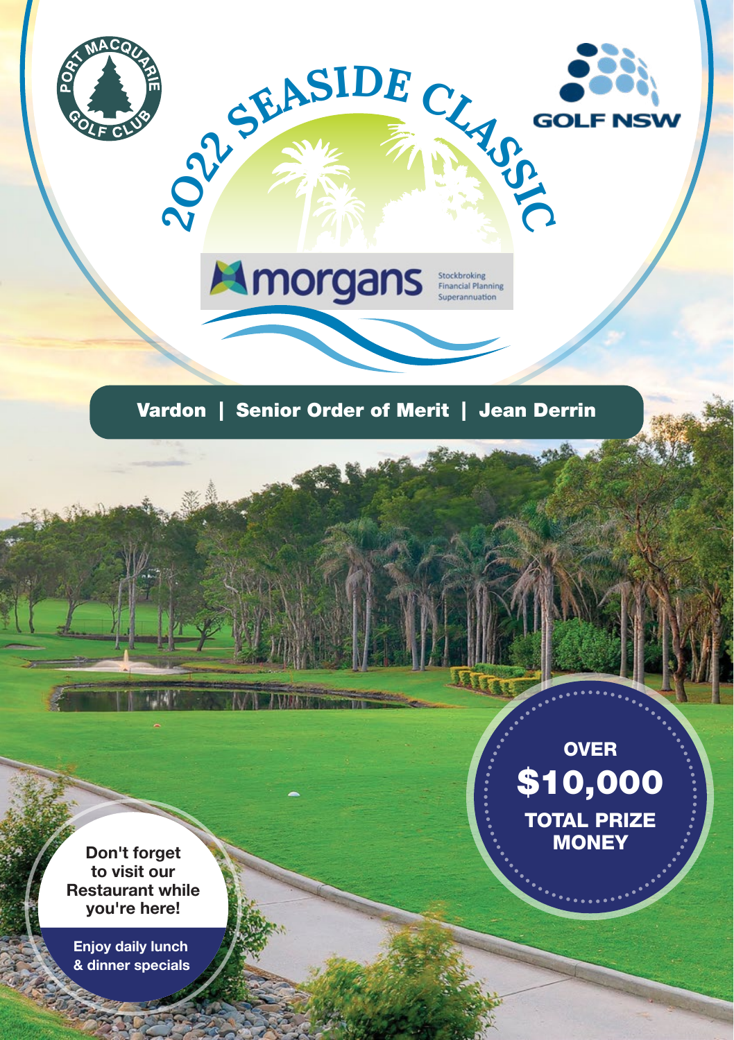PORT MACQUARIE GOLF CLUB

GOLF NSW

# 2022 SEASIDE CLASSIC

morgans — Stockbroking, Financial Planning, Superannuation

**Vardon | Senior Order of Merit | Jean Derrin**

**OVER $10,000 TOTAL PRIZE MONEY**

**Don't forget to visit our Restaurant while you're here!**

**Enjoy daily lunch & dinner specials**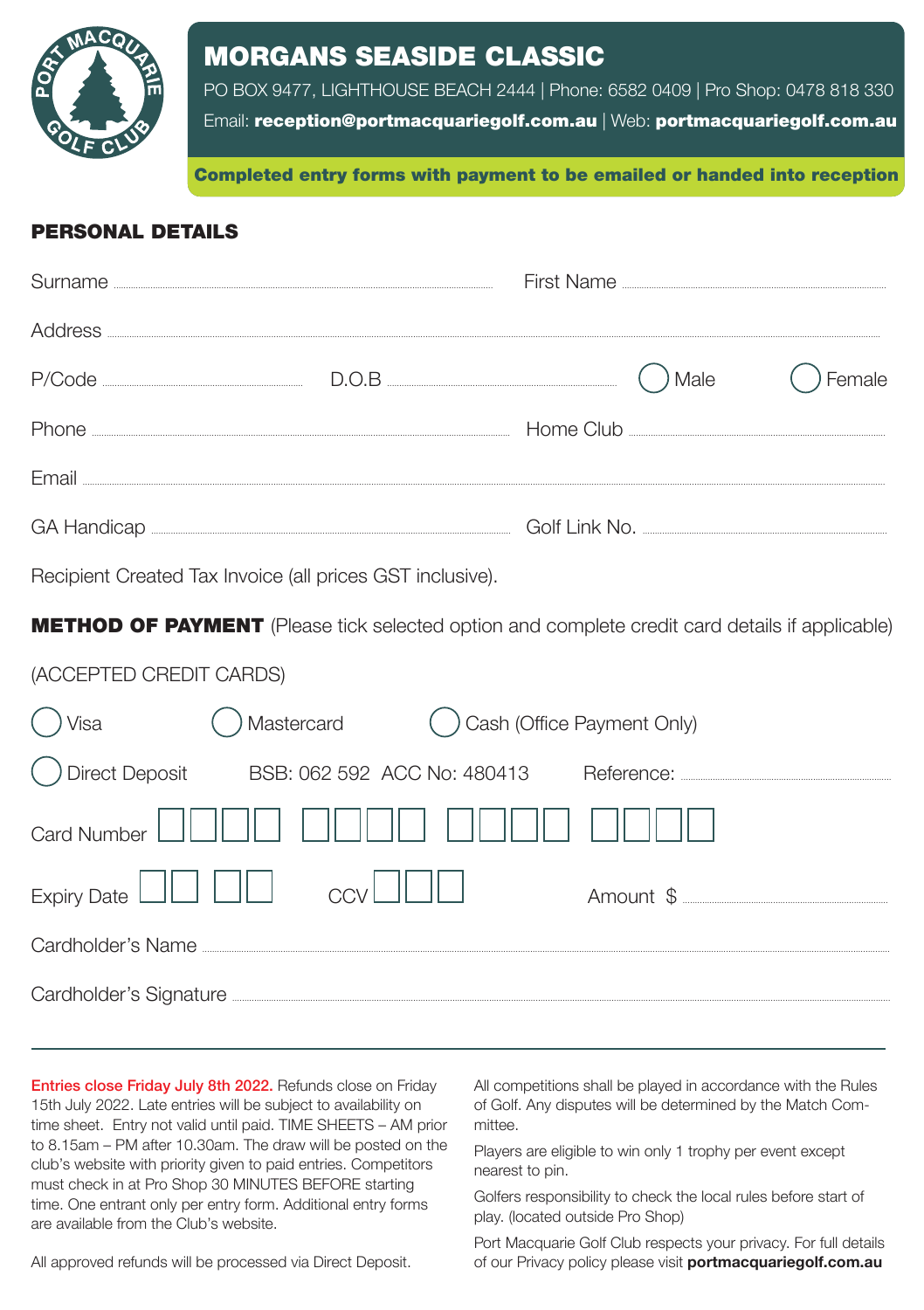# MORGANS SEASIDE CLASSIC

PO BOX 9477, LIGHTHOUSE BEACH 2444 | Phone: 6582 0409 | Pro Shop: 0478 818 330

Email: **reception@portmacquariegolf.com.au** | Web: **portmacquariegolf.com.au**

**Completed entry forms with payment to be emailed or handed into reception**

## PERSONAL DETAILS

Surname .................................................. First Name ..................................................

Address ..................................................................................................................

P/Code .................................. D.O.B .................................. ◯ Male ◯ Female

Phone .................................................. Home Club ..................................................

Email ....................................................................................................................

GA Handicap .................................................. Golf Link No. ..................................................

Recipient Created Tax Invoice (all prices GST inclusive).

## METHOD OF PAYMENT (Please tick selected option and complete credit card details if applicable)

(ACCEPTED CREDIT CARDS)

◯ Visa ◯ Mastercard ◯ Cash (Office Payment Only)

◯ Direct Deposit BSB: 062 592 ACC No: 480413 Reference: ..................................................

Card Number ☐☐☐☐ ☐☐☐☐ ☐☐☐☐ ☐☐☐☐

Expiry Date ☐☐ ☐☐ CCV ☐☐☐ Amount $ ..................................................

Cardholder's Name ..................................................................................................................

Cardholder's Signature ..................................................................................................................

---

**Entries close Friday July 8th 2022.** Refunds close on Friday 15th July 2022. Late entries will be subject to availability on time sheet. Entry not valid until paid. TIME SHEETS – AM prior to 8.15am – PM after 10.30am. The draw will be posted on the club's website with priority given to paid entries. Competitors must check in at Pro Shop 30 MINUTES BEFORE starting time. One entrant only per entry form. Additional entry forms are available from the Club's website.

All approved refunds will be processed via Direct Deposit.

All competitions shall be played in accordance with the Rules of Golf. Any disputes will be determined by the Match Committee.

Players are eligible to win only 1 trophy per event except nearest to pin.

Golfers responsibility to check the local rules before start of play. (located outside Pro Shop)

Port Macquarie Golf Club respects your privacy. For full details of our Privacy policy please visit **portmacquariegolf.com.au**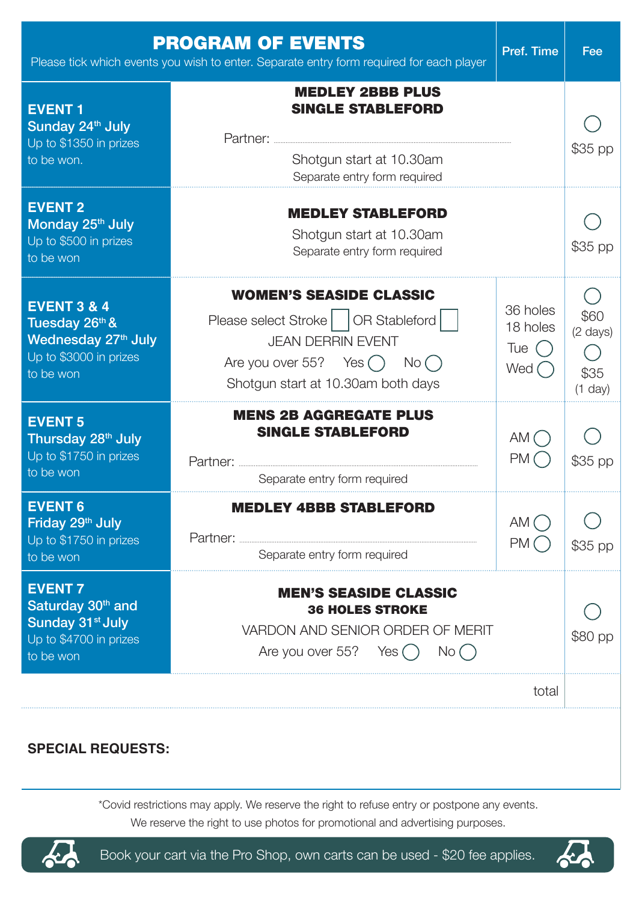## PROGRAM OF EVENTS

Please tick which events you wish to enter. Separate entry form required for each player

| Event | Details | Pref. Time | Fee |
|---|---|---|---|
| **EVENT 1** **Sunday 24th July** Up to $1350 in prizes to be won. | **MEDLEY 2BBB PLUS SINGLE STABLEFORD** Partner: ........ Shotgun start at 10.30am Separate entry form required | | ◯ $35 pp |
| **EVENT 2** **Monday 25th July** Up to $500 in prizes to be won | **MEDLEY STABLEFORD** Shotgun start at 10.30am Separate entry form required | | ◯ $35 pp |
| **EVENT 3 & 4** **Tuesday 26th & Wednesday 27th July** Up to $3000 in prizes to be won | **WOMEN'S SEASIDE CLASSIC** Please select Stroke ☐ OR Stableford ☐ JEAN DERRIN EVENT Are you over 55? Yes ◯ No ◯ Shotgun start at 10.30am both days | 36 holes 18 holes Tue ◯ Wed ◯ | ◯ $60 (2 days) ◯ $35 (1 day) |
| **EVENT 5** **Thursday 28th July** Up to $1750 in prizes to be won | **MENS 2B AGGREGATE PLUS SINGLE STABLEFORD** Partner: ........ Separate entry form required | AM ◯ PM ◯ | ◯ $35 pp |
| **EVENT 6** **Friday 29th July** Up to $1750 in prizes to be won | **MEDLEY 4BBB STABLEFORD** Partner: ........ Separate entry form required | AM ◯ PM ◯ | ◯ $35 pp |
| **EVENT 7** **Saturday 30th and Sunday 31st July** Up to $4700 in prizes to be won | **MEN'S SEASIDE CLASSIC** **36 HOLES STROKE** VARDON AND SENIOR ORDER OF MERIT Are you over 55? Yes ◯ No ◯ | | ◯ $80 pp |
| | | total | |

**SPECIAL REQUESTS:**

*Covid restrictions may apply. We reserve the right to refuse entry or postpone any events.

We reserve the right to use photos for promotional and advertising purposes.

Book your cart via the Pro Shop, own carts can be used - $20 fee applies.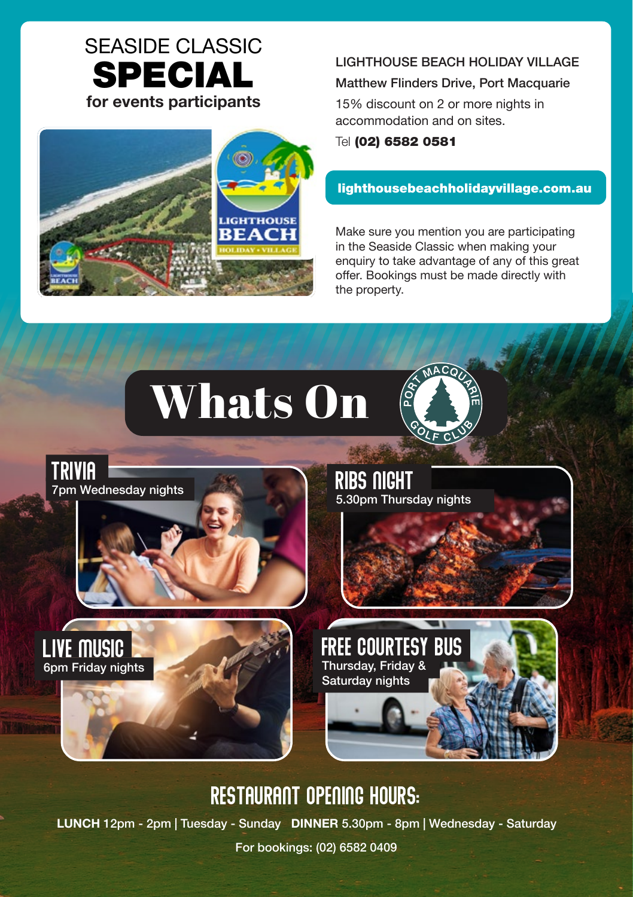SEASIDE CLASSIC
# SPECIAL
**for events participants**

LIGHTHOUSE BEACH HOLIDAY VILLAGE

Matthew Flinders Drive, Port Macquarie

15% discount on 2 or more nights in accommodation and on sites.

Tel **(02) 6582 0581**

**lighthousebeachholidayvillage.com.au**

Make sure you mention you are participating in the Seaside Classic when making your enquiry to take advantage of any of this great offer. Bookings must be made directly with the property.

# Whats On

PORT MACQUARIE GOLF CLUB

### TRIVIA
7pm Wednesday nights

### RIBS NIGHT
5.30pm Thursday nights

### LIVE MUSIC
6pm Friday nights

### FREE COURTESY BUS
Thursday, Friday & Saturday nights

## RESTAURANT OPENING HOURS:

**LUNCH** 12pm - 2pm | Tuesday - Sunday **DINNER** 5.30pm - 8pm | Wednesday - Saturday

For bookings: (02) 6582 0409